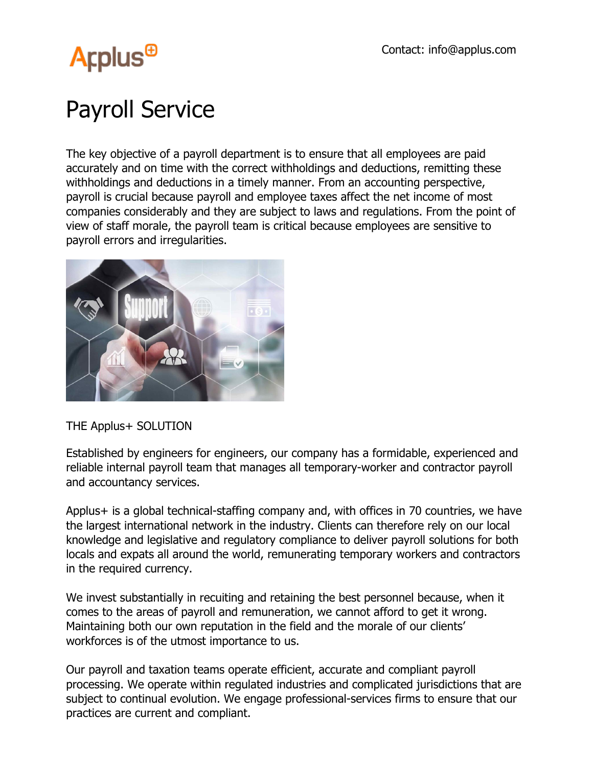Contact: info@applus.com

# Payroll Service

The key objective of a payroll department is to ensure that all employees are paid accurately and on time with the correct withholdings and deductions, remitting these withholdings and deductions in a timely manner. From an accounting perspective, payroll is crucial because payroll and employee taxes affect the net income of most companies considerably and they are subject to laws and regulations. From the point of view of staff morale, the payroll team is critical because employees are sensitive to payroll errors and irregularities.

THE Applus+ SOLUTION

Established by engineers for engineers, our company has a formidable, experienced and reliable internal payroll team that manages all temporary-worker and contractor payroll and accountancy services.

Applus+ is a global technical-staffing company and, with offices in 70 countries, we have the largest international network in the industry. Clients can therefore rely on our local knowledge and legislative and regulatory compliance to deliver payroll solutions for both locals and expats all around the world, remunerating temporary workers and contractors in the required currency.

We invest substantially in recuiting and retaining the best personnel because, when it comes to the areas of payroll and remuneration, we cannot afford to get it wrong. Maintaining both our own reputation in the field and the morale of our clients' workforces is of the utmost importance to us.

Our payroll and taxation teams operate efficient, accurate and compliant payroll processing. We operate within regulated industries and complicated jurisdictions that are subject to continual evolution. We engage professional-services firms to ensure that our practices are current and compliant.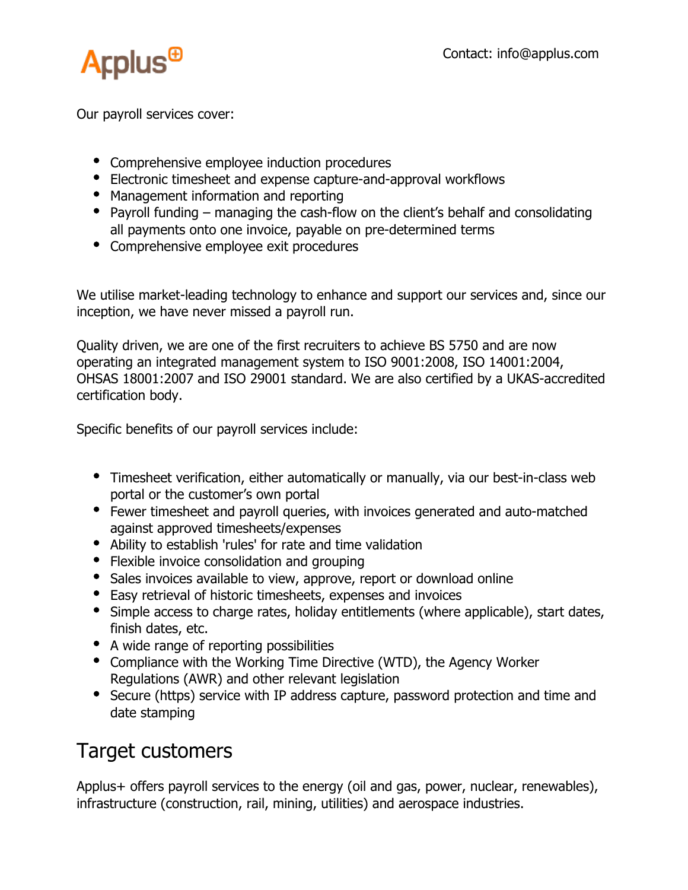Our payroll services cover:

- Comprehensive employee induction procedures
- Electronic timesheet and expense capture-and-approval workflows
- Management information and reporting
- Payroll funding – managing the cash-flow on the client's behalf and consolidating all payments onto one invoice, payable on pre-determined terms
- Comprehensive employee exit procedures

We utilise market-leading technology to enhance and support our services and, since our inception, we have never missed a payroll run.

Quality driven, we are one of the first recruiters to achieve BS 5750 and are now operating an integrated management system to ISO 9001:2008, ISO 14001:2004, OHSAS 18001:2007 and ISO 29001 standard. We are also certified by a UKAS-accredited certification body.

Specific benefits of our payroll services include:

- Timesheet verification, either automatically or manually, via our best-in-class web portal or the customer's own portal
- Fewer timesheet and payroll queries, with invoices generated and auto-matched against approved timesheets/expenses
- Ability to establish 'rules' for rate and time validation
- Flexible invoice consolidation and grouping
- Sales invoices available to view, approve, report or download online
- Easy retrieval of historic timesheets, expenses and invoices
- Simple access to charge rates, holiday entitlements (where applicable), start dates, finish dates, etc.
- A wide range of reporting possibilities
- Compliance with the Working Time Directive (WTD), the Agency Worker Regulations (AWR) and other relevant legislation
- Secure (https) service with IP address capture, password protection and time and date stamping

## Target customers

Applus+ offers payroll services to the energy (oil and gas, power, nuclear, renewables), infrastructure (construction, rail, mining, utilities) and aerospace industries.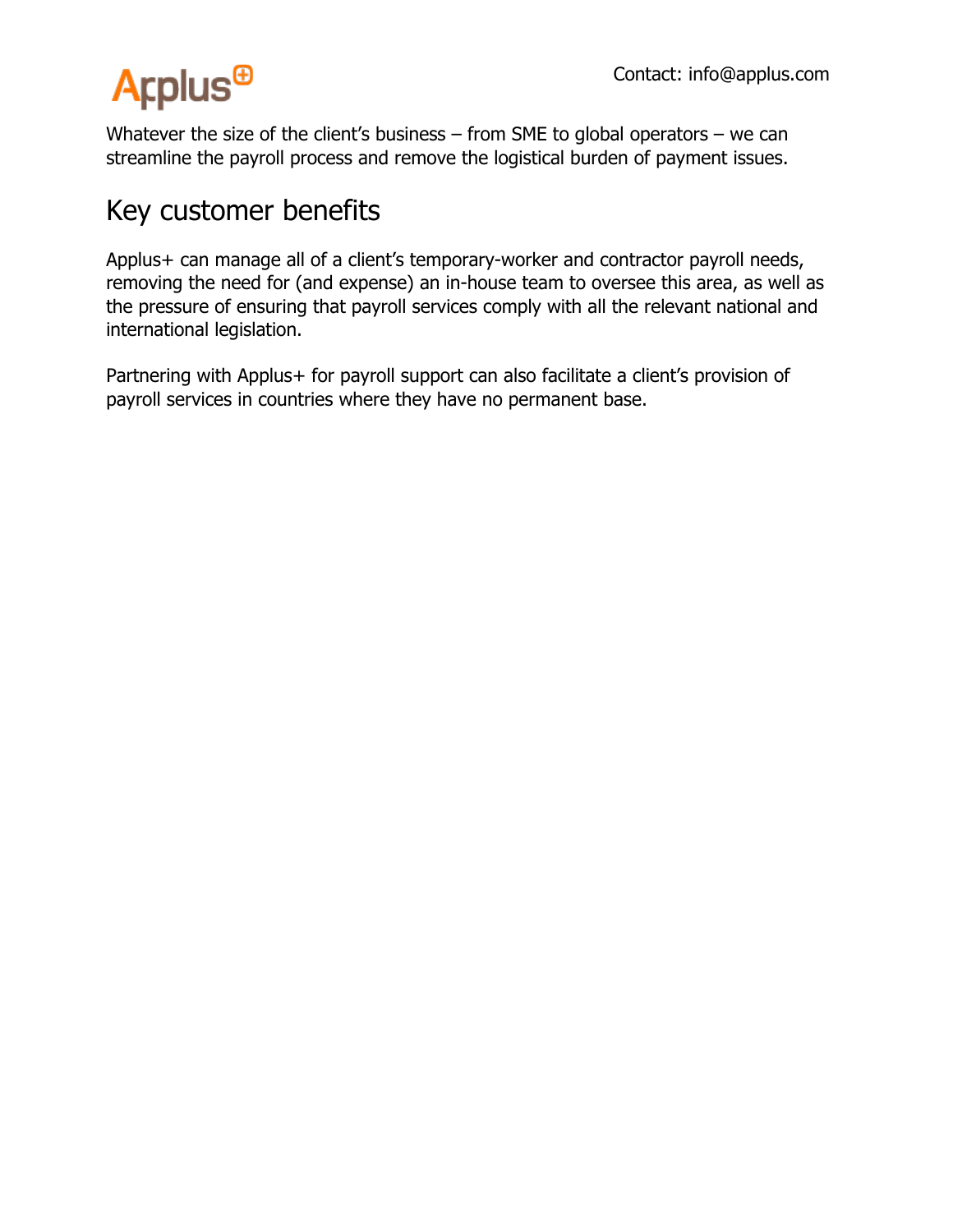Whatever the size of the client's business – from SME to global operators – we can streamline the payroll process and remove the logistical burden of payment issues.

## Key customer benefits

Applus+ can manage all of a client's temporary-worker and contractor payroll needs, removing the need for (and expense) an in-house team to oversee this area, as well as the pressure of ensuring that payroll services comply with all the relevant national and international legislation.

Partnering with Applus+ for payroll support can also facilitate a client's provision of payroll services in countries where they have no permanent base.